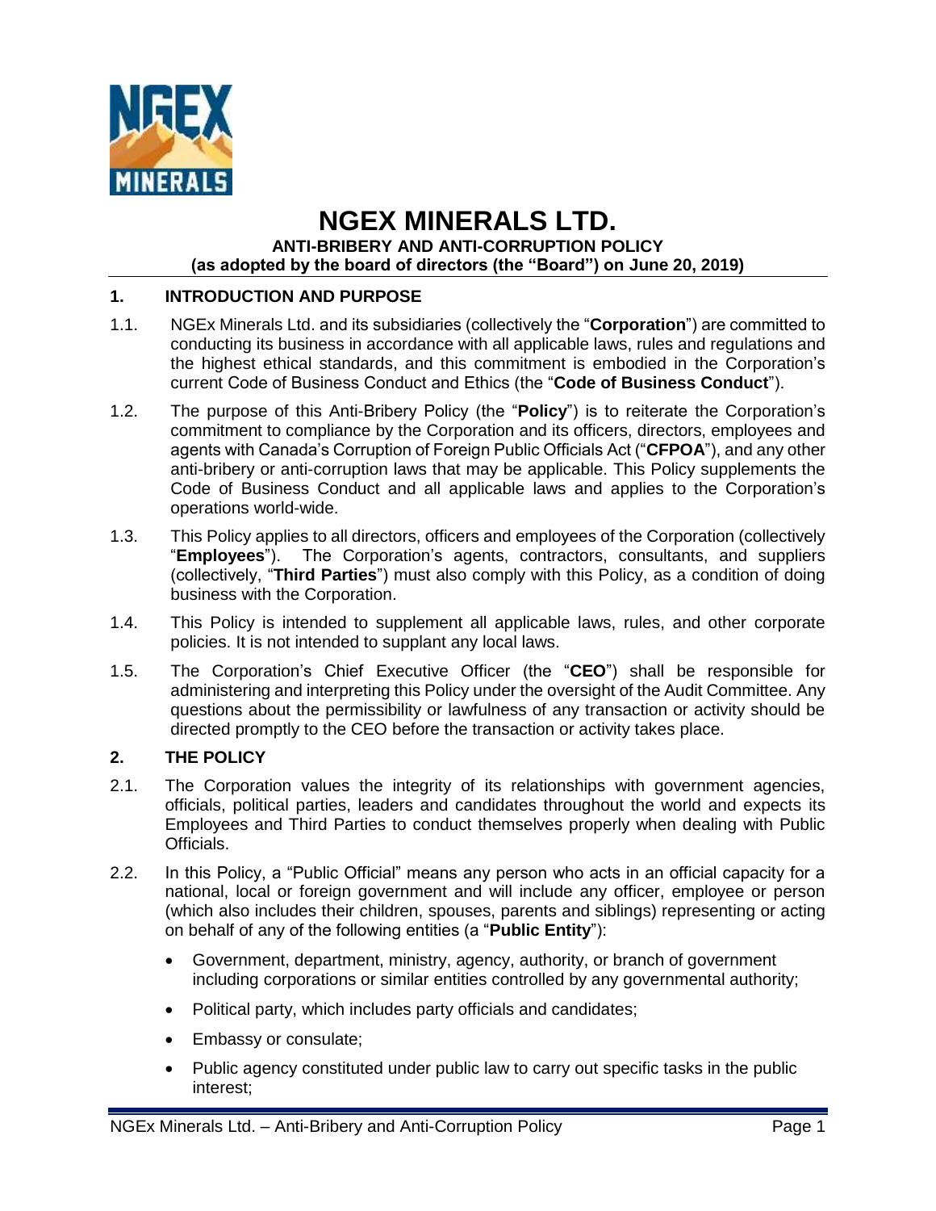# NGEX MINERALS LTD.

**ANTI-BRIBERY AND ANTI-CORRUPTION POLICY**
**(as adopted by the board of directors (the "Board") on June 20, 2019)**

## 1. INTRODUCTION AND PURPOSE

1.1. NGEx Minerals Ltd. and its subsidiaries (collectively the "**Corporation**") are committed to conducting its business in accordance with all applicable laws, rules and regulations and the highest ethical standards, and this commitment is embodied in the Corporation's current Code of Business Conduct and Ethics (the "**Code of Business Conduct**").

1.2. The purpose of this Anti-Bribery Policy (the "**Policy**") is to reiterate the Corporation's commitment to compliance by the Corporation and its officers, directors, employees and agents with Canada's Corruption of Foreign Public Officials Act ("**CFPOA**"), and any other anti-bribery or anti-corruption laws that may be applicable. This Policy supplements the Code of Business Conduct and all applicable laws and applies to the Corporation's operations world-wide.

1.3. This Policy applies to all directors, officers and employees of the Corporation (collectively "**Employees**"). The Corporation's agents, contractors, consultants, and suppliers (collectively, "**Third Parties**") must also comply with this Policy, as a condition of doing business with the Corporation.

1.4. This Policy is intended to supplement all applicable laws, rules, and other corporate policies. It is not intended to supplant any local laws.

1.5. The Corporation's Chief Executive Officer (the "**CEO**") shall be responsible for administering and interpreting this Policy under the oversight of the Audit Committee. Any questions about the permissibility or lawfulness of any transaction or activity should be directed promptly to the CEO before the transaction or activity takes place.

## 2. THE POLICY

2.1. The Corporation values the integrity of its relationships with government agencies, officials, political parties, leaders and candidates throughout the world and expects its Employees and Third Parties to conduct themselves properly when dealing with Public Officials.

2.2. In this Policy, a "Public Official" means any person who acts in an official capacity for a national, local or foreign government and will include any officer, employee or person (which also includes their children, spouses, parents and siblings) representing or acting on behalf of any of the following entities (a "**Public Entity**"):

- Government, department, ministry, agency, authority, or branch of government including corporations or similar entities controlled by any governmental authority;
- Political party, which includes party officials and candidates;
- Embassy or consulate;
- Public agency constituted under public law to carry out specific tasks in the public interest;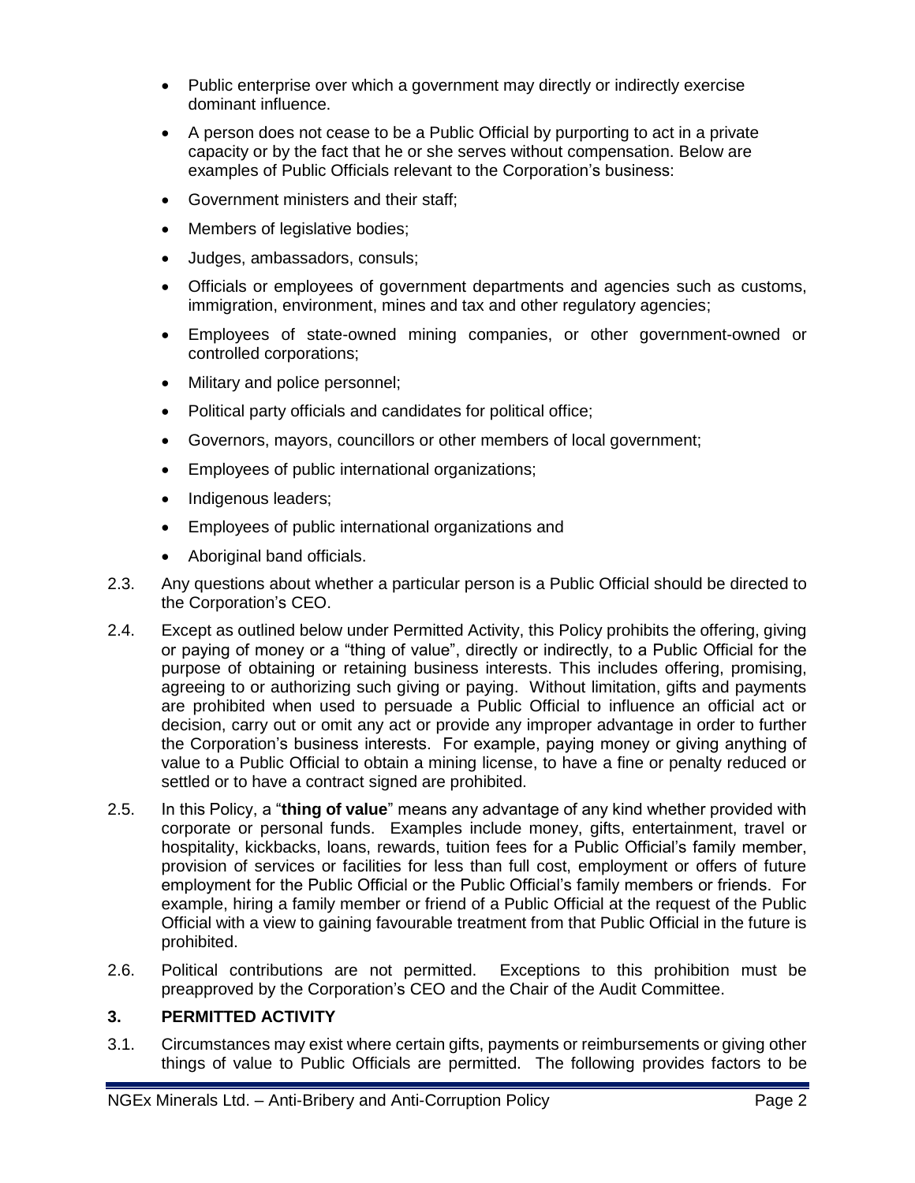- Public enterprise over which a government may directly or indirectly exercise dominant influence.
- A person does not cease to be a Public Official by purporting to act in a private capacity or by the fact that he or she serves without compensation. Below are examples of Public Officials relevant to the Corporation's business:
- Government ministers and their staff;
- Members of legislative bodies;
- Judges, ambassadors, consuls;
- Officials or employees of government departments and agencies such as customs, immigration, environment, mines and tax and other regulatory agencies;
- Employees of state-owned mining companies, or other government-owned or controlled corporations;
- Military and police personnel;
- Political party officials and candidates for political office;
- Governors, mayors, councillors or other members of local government;
- Employees of public international organizations;
- Indigenous leaders;
- Employees of public international organizations and
- Aboriginal band officials.

2.3. Any questions about whether a particular person is a Public Official should be directed to the Corporation's CEO.

2.4. Except as outlined below under Permitted Activity, this Policy prohibits the offering, giving or paying of money or a "thing of value", directly or indirectly, to a Public Official for the purpose of obtaining or retaining business interests. This includes offering, promising, agreeing to or authorizing such giving or paying. Without limitation, gifts and payments are prohibited when used to persuade a Public Official to influence an official act or decision, carry out or omit any act or provide any improper advantage in order to further the Corporation's business interests. For example, paying money or giving anything of value to a Public Official to obtain a mining license, to have a fine or penalty reduced or settled or to have a contract signed are prohibited.

2.5. In this Policy, a "**thing of value**" means any advantage of any kind whether provided with corporate or personal funds. Examples include money, gifts, entertainment, travel or hospitality, kickbacks, loans, rewards, tuition fees for a Public Official's family member, provision of services or facilities for less than full cost, employment or offers of future employment for the Public Official or the Public Official's family members or friends. For example, hiring a family member or friend of a Public Official at the request of the Public Official with a view to gaining favourable treatment from that Public Official in the future is prohibited.

2.6. Political contributions are not permitted. Exceptions to this prohibition must be preapproved by the Corporation's CEO and the Chair of the Audit Committee.

## 3. PERMITTED ACTIVITY

3.1. Circumstances may exist where certain gifts, payments or reimbursements or giving other things of value to Public Officials are permitted. The following provides factors to be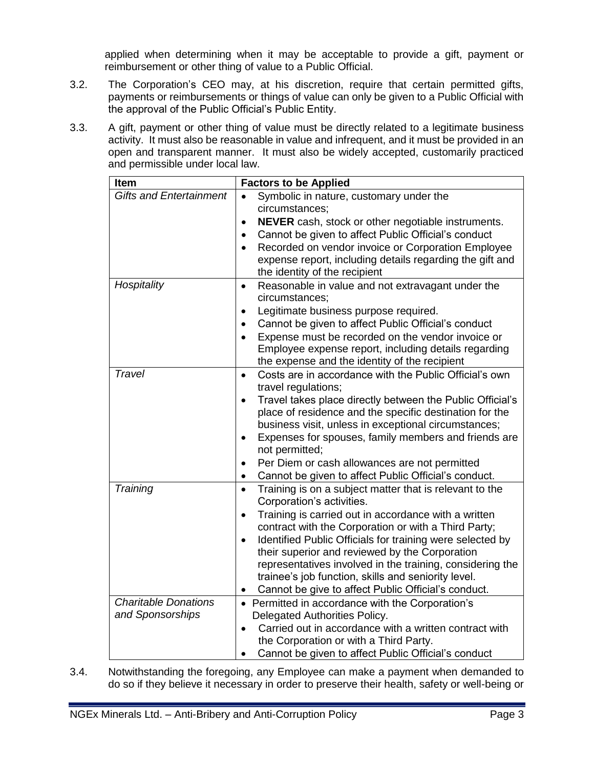applied when determining when it may be acceptable to provide a gift, payment or reimbursement or other thing of value to a Public Official.

3.2. The Corporation's CEO may, at his discretion, require that certain permitted gifts, payments or reimbursements or things of value can only be given to a Public Official with the approval of the Public Official's Public Entity.

3.3. A gift, payment or other thing of value must be directly related to a legitimate business activity. It must also be reasonable in value and infrequent, and it must be provided in an open and transparent manner. It must also be widely accepted, customarily practiced and permissible under local law.

| Item | Factors to be Applied |
|---|---|
| *Gifts and Entertainment* | • Symbolic in nature, customary under the circumstances;<br>• **NEVER** cash, stock or other negotiable instruments.<br>• Cannot be given to affect Public Official's conduct<br>• Recorded on vendor invoice or Corporation Employee expense report, including details regarding the gift and the identity of the recipient |
| *Hospitality* | • Reasonable in value and not extravagant under the circumstances;<br>• Legitimate business purpose required.<br>• Cannot be given to affect Public Official's conduct<br>• Expense must be recorded on the vendor invoice or Employee expense report, including details regarding the expense and the identity of the recipient |
| *Travel* | • Costs are in accordance with the Public Official's own travel regulations;<br>• Travel takes place directly between the Public Official's place of residence and the specific destination for the business visit, unless in exceptional circumstances;<br>• Expenses for spouses, family members and friends are not permitted;<br>• Per Diem or cash allowances are not permitted<br>• Cannot be given to affect Public Official's conduct. |
| *Training* | • Training is on a subject matter that is relevant to the Corporation's activities.<br>• Training is carried out in accordance with a written contract with the Corporation or with a Third Party;<br>• Identified Public Officials for training were selected by their superior and reviewed by the Corporation representatives involved in the training, considering the trainee's job function, skills and seniority level.<br>• Cannot be give to affect Public Official's conduct. |
| *Charitable Donations and Sponsorships* | • Permitted in accordance with the Corporation's Delegated Authorities Policy.<br>• Carried out in accordance with a written contract with the Corporation or with a Third Party.<br>• Cannot be given to affect Public Official's conduct |

3.4. Notwithstanding the foregoing, any Employee can make a payment when demanded to do so if they believe it necessary in order to preserve their health, safety or well-being or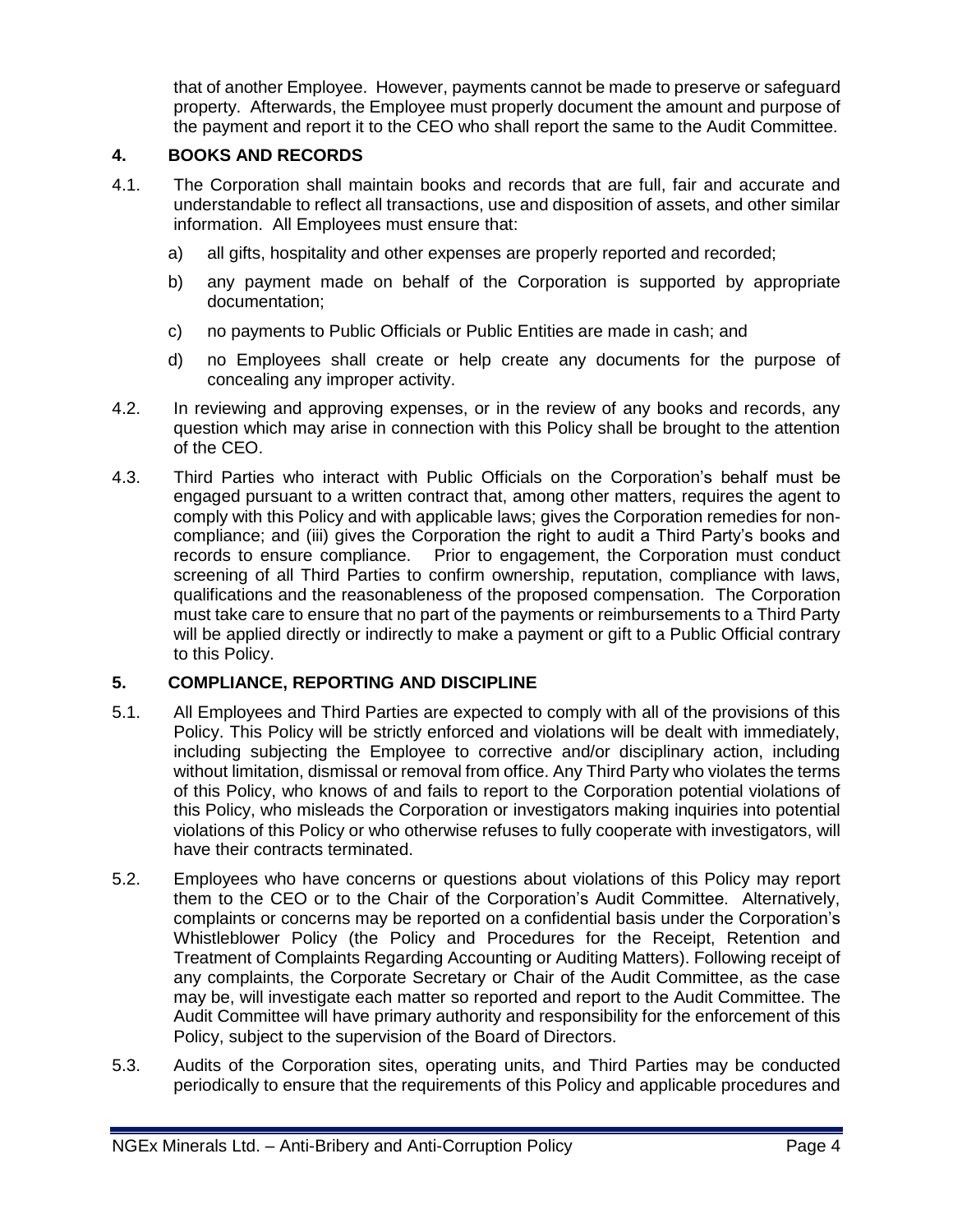that of another Employee. However, payments cannot be made to preserve or safeguard property. Afterwards, the Employee must properly document the amount and purpose of the payment and report it to the CEO who shall report the same to the Audit Committee.

## 4. BOOKS AND RECORDS

4.1. The Corporation shall maintain books and records that are full, fair and accurate and understandable to reflect all transactions, use and disposition of assets, and other similar information. All Employees must ensure that:

a) all gifts, hospitality and other expenses are properly reported and recorded;

b) any payment made on behalf of the Corporation is supported by appropriate documentation;

c) no payments to Public Officials or Public Entities are made in cash; and

d) no Employees shall create or help create any documents for the purpose of concealing any improper activity.

4.2. In reviewing and approving expenses, or in the review of any books and records, any question which may arise in connection with this Policy shall be brought to the attention of the CEO.

4.3. Third Parties who interact with Public Officials on the Corporation's behalf must be engaged pursuant to a written contract that, among other matters, requires the agent to comply with this Policy and with applicable laws; gives the Corporation remedies for non-compliance; and (iii) gives the Corporation the right to audit a Third Party's books and records to ensure compliance. Prior to engagement, the Corporation must conduct screening of all Third Parties to confirm ownership, reputation, compliance with laws, qualifications and the reasonableness of the proposed compensation. The Corporation must take care to ensure that no part of the payments or reimbursements to a Third Party will be applied directly or indirectly to make a payment or gift to a Public Official contrary to this Policy.

## 5. COMPLIANCE, REPORTING AND DISCIPLINE

5.1. All Employees and Third Parties are expected to comply with all of the provisions of this Policy. This Policy will be strictly enforced and violations will be dealt with immediately, including subjecting the Employee to corrective and/or disciplinary action, including without limitation, dismissal or removal from office. Any Third Party who violates the terms of this Policy, who knows of and fails to report to the Corporation potential violations of this Policy, who misleads the Corporation or investigators making inquiries into potential violations of this Policy or who otherwise refuses to fully cooperate with investigators, will have their contracts terminated.

5.2. Employees who have concerns or questions about violations of this Policy may report them to the CEO or to the Chair of the Corporation's Audit Committee. Alternatively, complaints or concerns may be reported on a confidential basis under the Corporation's Whistleblower Policy (the Policy and Procedures for the Receipt, Retention and Treatment of Complaints Regarding Accounting or Auditing Matters). Following receipt of any complaints, the Corporate Secretary or Chair of the Audit Committee, as the case may be, will investigate each matter so reported and report to the Audit Committee. The Audit Committee will have primary authority and responsibility for the enforcement of this Policy, subject to the supervision of the Board of Directors.

5.3. Audits of the Corporation sites, operating units, and Third Parties may be conducted periodically to ensure that the requirements of this Policy and applicable procedures and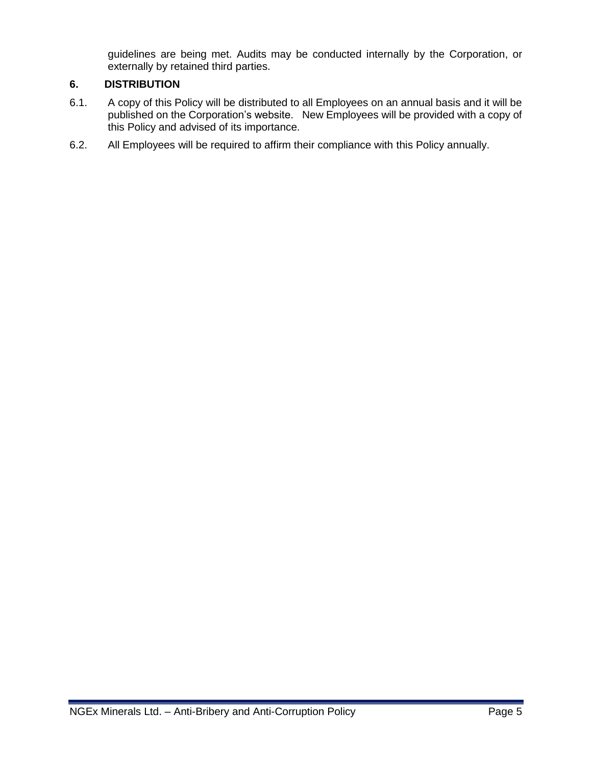guidelines are being met. Audits may be conducted internally by the Corporation, or externally by retained third parties.

## 6. DISTRIBUTION

6.1. A copy of this Policy will be distributed to all Employees on an annual basis and it will be published on the Corporation's website. New Employees will be provided with a copy of this Policy and advised of its importance.

6.2. All Employees will be required to affirm their compliance with this Policy annually.